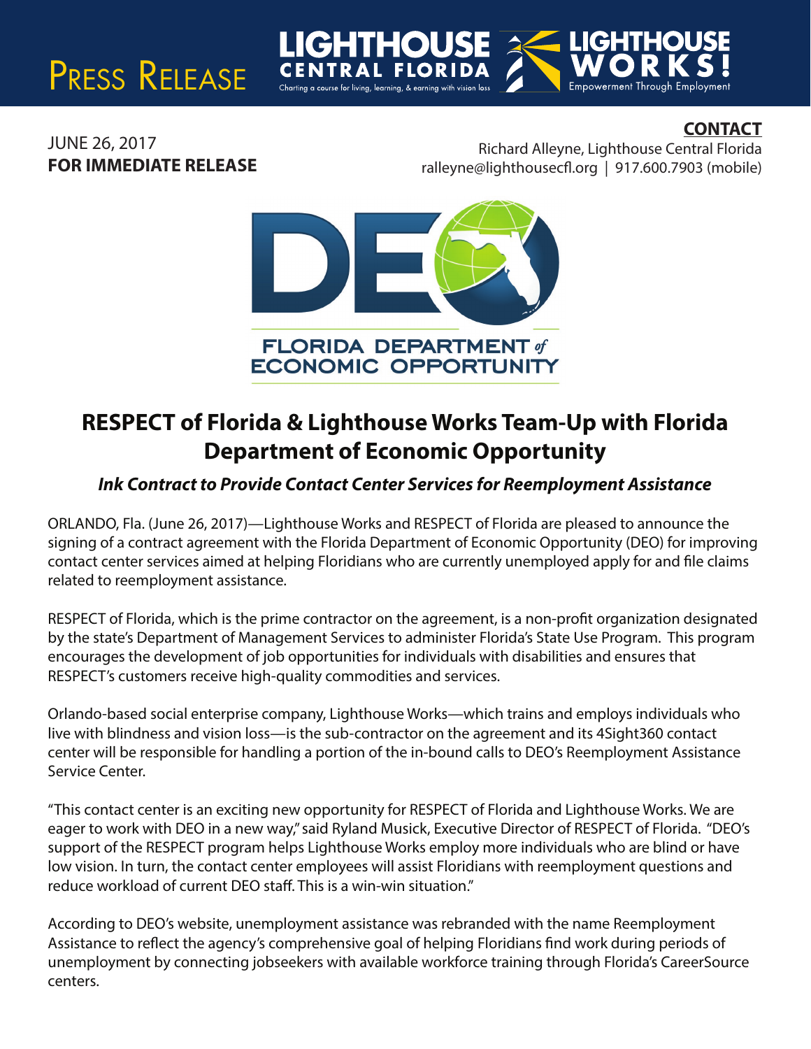PRESS RELEASE

LIGHTHOUSE CENTRAL FLORIDA
Charting a course for living, learning, & earning with vision loss

LIGHTHOUSE WORKS!
Empowerment Through Employment

JUNE 26, 2017
**FOR IMMEDIATE RELEASE**

**CONTACT**
Richard Alleyne, Lighthouse Central Florida
ralleyne@lighthousecfl.org | 917.600.7903 (mobile)

FLORIDA DEPARTMENT of ECONOMIC OPPORTUNITY

# RESPECT of Florida & Lighthouse Works Team-Up with Florida Department of Economic Opportunity

### *Ink Contract to Provide Contact Center Services for Reemployment Assistance*

ORLANDO, Fla. (June 26, 2017)—Lighthouse Works and RESPECT of Florida are pleased to announce the signing of a contract agreement with the Florida Department of Economic Opportunity (DEO) for improving contact center services aimed at helping Floridians who are currently unemployed apply for and file claims related to reemployment assistance.

RESPECT of Florida, which is the prime contractor on the agreement, is a non-profit organization designated by the state's Department of Management Services to administer Florida's State Use Program. This program encourages the development of job opportunities for individuals with disabilities and ensures that RESPECT's customers receive high-quality commodities and services.

Orlando-based social enterprise company, Lighthouse Works—which trains and employs individuals who live with blindness and vision loss—is the sub-contractor on the agreement and its 4Sight360 contact center will be responsible for handling a portion of the in-bound calls to DEO's Reemployment Assistance Service Center.

"This contact center is an exciting new opportunity for RESPECT of Florida and Lighthouse Works. We are eager to work with DEO in a new way," said Ryland Musick, Executive Director of RESPECT of Florida. "DEO's support of the RESPECT program helps Lighthouse Works employ more individuals who are blind or have low vision. In turn, the contact center employees will assist Floridians with reemployment questions and reduce workload of current DEO staff. This is a win-win situation."

According to DEO's website, unemployment assistance was rebranded with the name Reemployment Assistance to reflect the agency's comprehensive goal of helping Floridians find work during periods of unemployment by connecting jobseekers with available workforce training through Florida's CareerSource centers.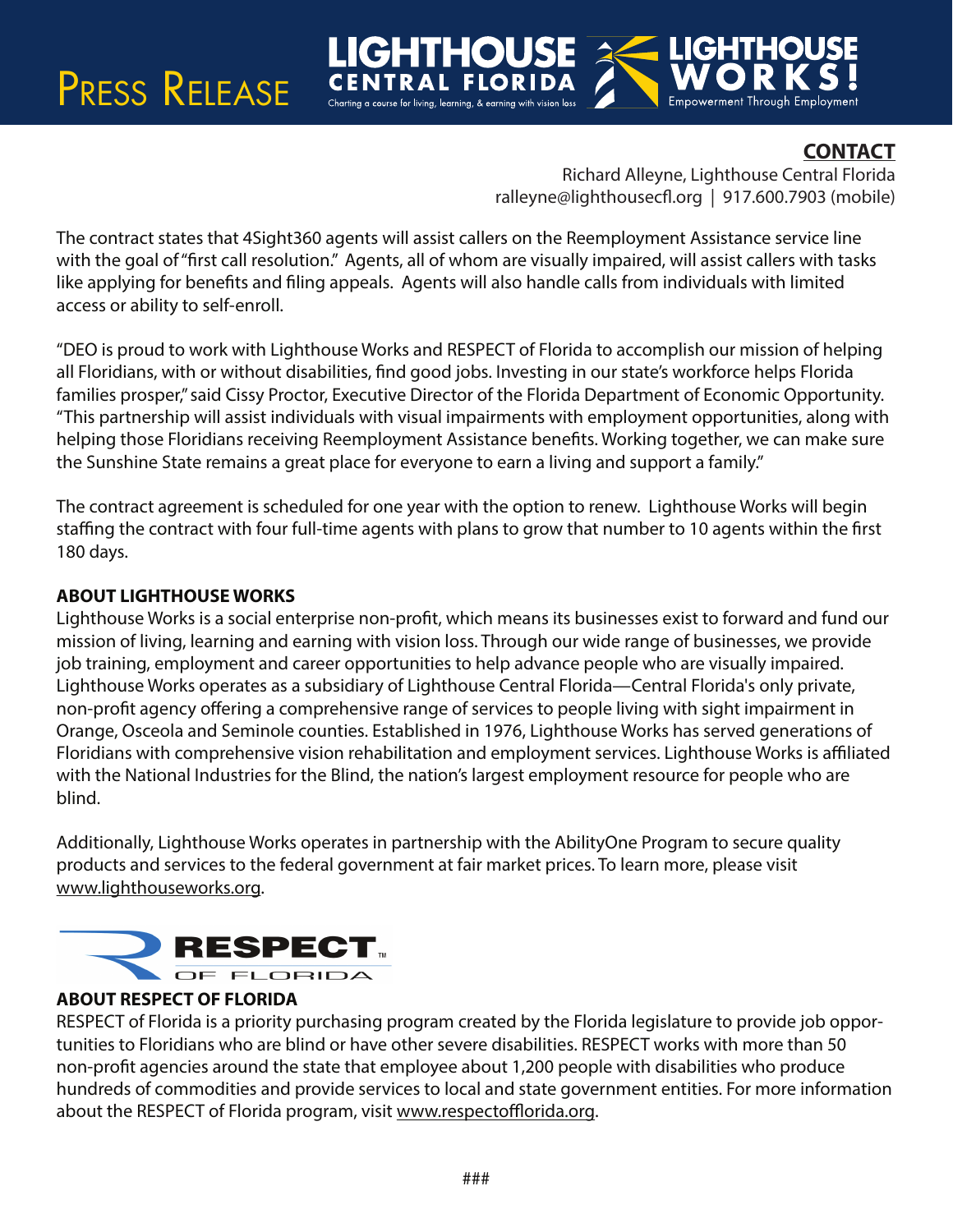Press Release

LIGHTHOUSE CENTRAL FLORIDA
Charting a course for living, learning, & earning with vision loss

LIGHTHOUSE WORKS!
Empowerment Through Employment

**CONTACT**

Richard Alleyne, Lighthouse Central Florida
ralleyne@lighthousecfl.org | 917.600.7903 (mobile)

The contract states that 4Sight360 agents will assist callers on the Reemployment Assistance service line with the goal of "first call resolution." Agents, all of whom are visually impaired, will assist callers with tasks like applying for benefits and filing appeals. Agents will also handle calls from individuals with limited access or ability to self-enroll.

"DEO is proud to work with Lighthouse Works and RESPECT of Florida to accomplish our mission of helping all Floridians, with or without disabilities, find good jobs. Investing in our state's workforce helps Florida families prosper," said Cissy Proctor, Executive Director of the Florida Department of Economic Opportunity. "This partnership will assist individuals with visual impairments with employment opportunities, along with helping those Floridians receiving Reemployment Assistance benefits. Working together, we can make sure the Sunshine State remains a great place for everyone to earn a living and support a family."

The contract agreement is scheduled for one year with the option to renew. Lighthouse Works will begin staffing the contract with four full-time agents with plans to grow that number to 10 agents within the first 180 days.

**ABOUT LIGHTHOUSE WORKS**

Lighthouse Works is a social enterprise non-profit, which means its businesses exist to forward and fund our mission of living, learning and earning with vision loss. Through our wide range of businesses, we provide job training, employment and career opportunities to help advance people who are visually impaired. Lighthouse Works operates as a subsidiary of Lighthouse Central Florida—Central Florida's only private, non-profit agency offering a comprehensive range of services to people living with sight impairment in Orange, Osceola and Seminole counties. Established in 1976, Lighthouse Works has served generations of Floridians with comprehensive vision rehabilitation and employment services. Lighthouse Works is affiliated with the National Industries for the Blind, the nation's largest employment resource for people who are blind.

Additionally, Lighthouse Works operates in partnership with the AbilityOne Program to secure quality products and services to the federal government at fair market prices. To learn more, please visit www.lighthouseworks.org.

RESPECT OF FLORIDA

**ABOUT RESPECT OF FLORIDA**

RESPECT of Florida is a priority purchasing program created by the Florida legislature to provide job opportunities to Floridians who are blind or have other severe disabilities. RESPECT works with more than 50 non-profit agencies around the state that employee about 1,200 people with disabilities who produce hundreds of commodities and provide services to local and state government entities. For more information about the RESPECT of Florida program, visit www.respectofflorida.org.

###